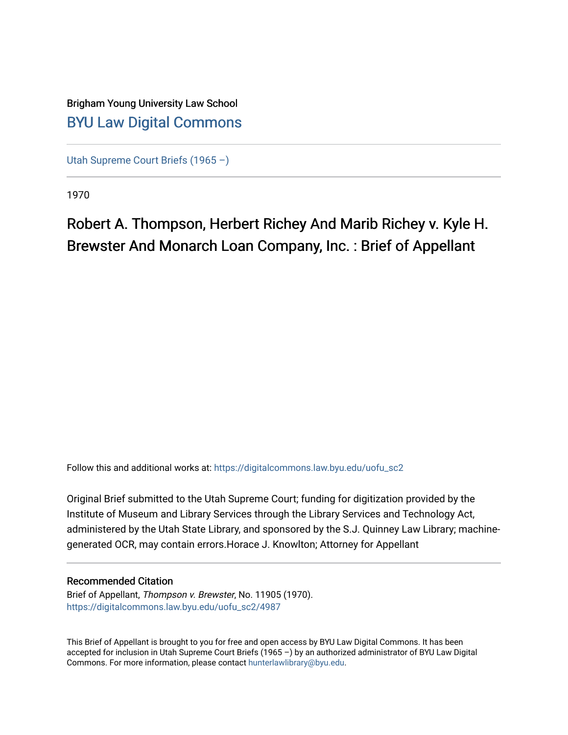Brigham Young University Law School

## BYU Law Digital Commons

Utah Supreme Court Briefs (1965 –)

1970

# Robert A. Thompson, Herbert Richey And Marib Richey v. Kyle H. Brewster And Monarch Loan Company, Inc. : Brief of Appellant

Follow this and additional works at: https://digitalcommons.law.byu.edu/uofu_sc2

Original Brief submitted to the Utah Supreme Court; funding for digitization provided by the Institute of Museum and Library Services through the Library Services and Technology Act, administered by the Utah State Library, and sponsored by the S.J. Quinney Law Library; machine-generated OCR, may contain errors.Horace J. Knowlton; Attorney for Appellant

### Recommended Citation

Brief of Appellant, *Thompson v. Brewster*, No. 11905 (1970).
https://digitalcommons.law.byu.edu/uofu_sc2/4987

This Brief of Appellant is brought to you for free and open access by BYU Law Digital Commons. It has been accepted for inclusion in Utah Supreme Court Briefs (1965 –) by an authorized administrator of BYU Law Digital Commons. For more information, please contact hunterlawlibrary@byu.edu.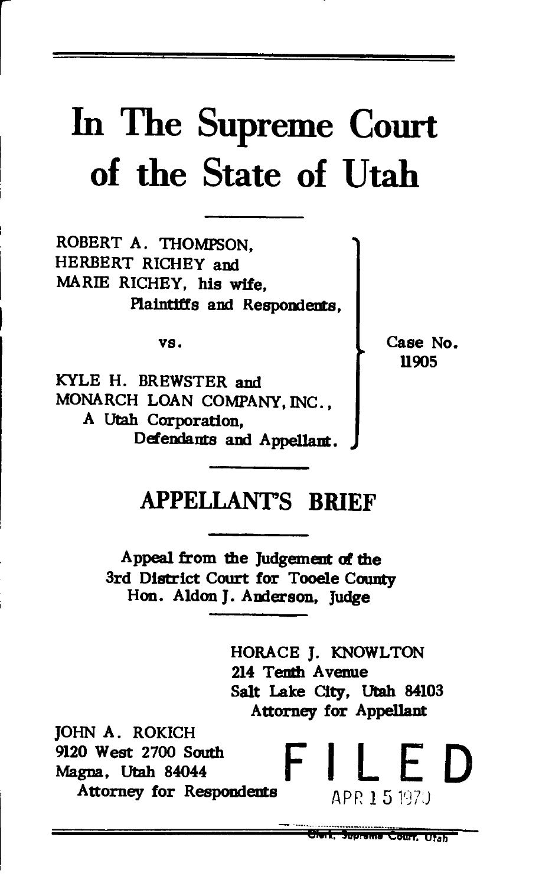# In The Supreme Court of the State of Utah

ROBERT A. THOMPSON,
HERBERT RICHEY and
MARIE RICHEY, his wife,
Plaintiffs and Respondents,

vs.

KYLE H. BREWSTER and
MONARCH LOAN COMPANY, INC.,
A Utah Corporation,
Defendants and Appellant.

Case No. 11905

## APPELLANT'S BRIEF

Appeal from the Judgement of the
3rd District Court for Tooele County
Hon. Aldon J. Anderson, Judge

HORACE J. KNOWLTON
214 Tenth Avenue
Salt Lake City, Utah 84103
Attorney for Appellant

JOHN A. ROKICH
9120 West 2700 South
Magna, Utah 84044
Attorney for Respondents

FILED
APR 15 1970

Clerk, Supreme Court, Utah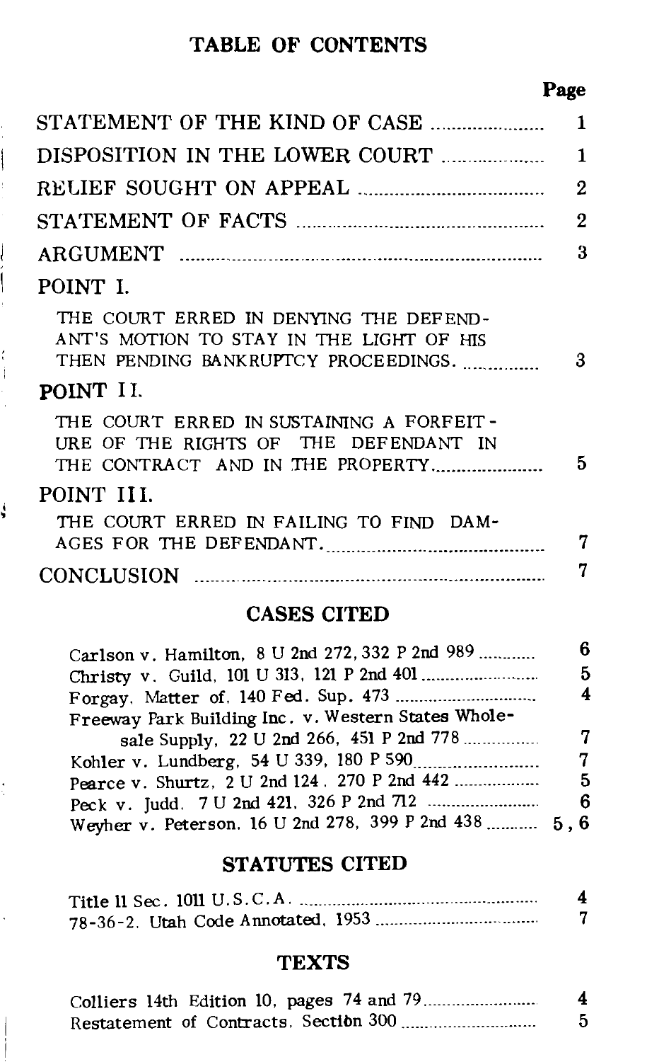# TABLE OF CONTENTS

| | Page |
|---|---|
| STATEMENT OF THE KIND OF CASE | 1 |
| DISPOSITION IN THE LOWER COURT | 1 |
| RELIEF SOUGHT ON APPEAL | 2 |
| STATEMENT OF FACTS | 2 |
| ARGUMENT | 3 |
| POINT I. | |
| THE COURT ERRED IN DENYING THE DEFENDANT'S MOTION TO STAY IN THE LIGHT OF HIS THEN PENDING BANKRUPTCY PROCEEDINGS. | 3 |
| POINT II. | |
| THE COURT ERRED IN SUSTAINING A FORFEITURE OF THE RIGHTS OF THE DEFENDANT IN THE CONTRACT AND IN THE PROPERTY | 5 |
| POINT III. | |
| THE COURT ERRED IN FAILING TO FIND DAMAGES FOR THE DEFENDANT. | 7 |
| CONCLUSION | 7 |

## CASES CITED

| | |
|---|---|
| Carlson v. Hamilton, 8 U 2nd 272, 332 P 2nd 989 | 6 |
| Christy v. Guild, 101 U 313, 121 P 2nd 401 | 5 |
| Forgay, Matter of, 140 Fed. Sup. 473 | 4 |
| Freeway Park Building Inc. v. Western States Wholesale Supply, 22 U 2nd 266, 451 P 2nd 778 | 7 |
| Kohler v. Lundberg, 54 U 339, 180 P 590 | 7 |
| Pearce v. Shurtz, 2 U 2nd 124, 270 P 2nd 442 | 5 |
| Peck v. Judd, 7 U 2nd 421, 326 P 2nd 712 | 6 |
| Weyher v. Peterson, 16 U 2nd 278, 399 P 2nd 438 | 5, 6 |

## STATUTES CITED

| | |
|---|---|
| Title 11 Sec. 1011 U.S.C.A. | 4 |
| 78-36-2, Utah Code Annotated, 1953 | 7 |

## TEXTS

| | |
|---|---|
| Colliers 14th Edition 10, pages 74 and 79 | 4 |
| Restatement of Contracts, Section 300 | 5 |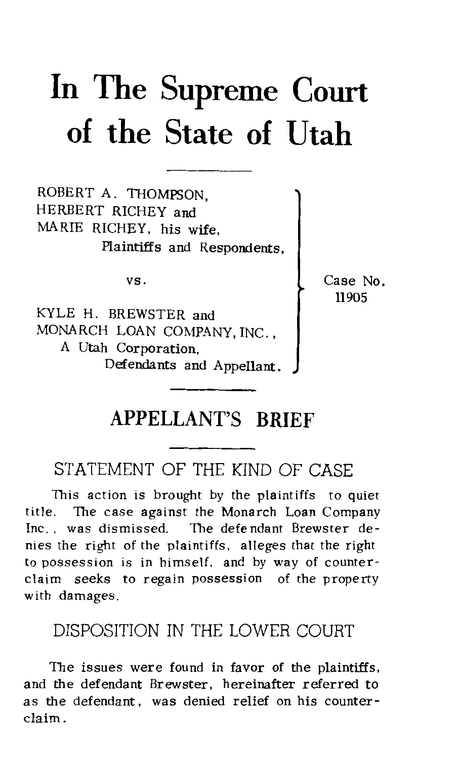# In The Supreme Court of the State of Utah

ROBERT A. THOMPSON,
HERBERT RICHEY and
MARIE RICHEY, his wife,
Plaintiffs and Respondents,

vs.

KYLE H. BREWSTER and
MONARCH LOAN COMPANY, INC.,
A Utah Corporation,
Defendants and Appellant.

Case No. 11905

## APPELLANT'S BRIEF

### STATEMENT OF THE KIND OF CASE

This action is brought by the plaintiffs to quiet title. The case against the Monarch Loan Company Inc., was dismissed. The defendant Brewster denies the right of the plaintiffs, alleges that the right to possession is in himself, and by way of counterclaim seeks to regain possession of the property with damages.

### DISPOSITION IN THE LOWER COURT

The issues were found in favor of the plaintiffs, and the defendant Brewster, hereinafter referred to as the defendant, was denied relief on his counterclaim.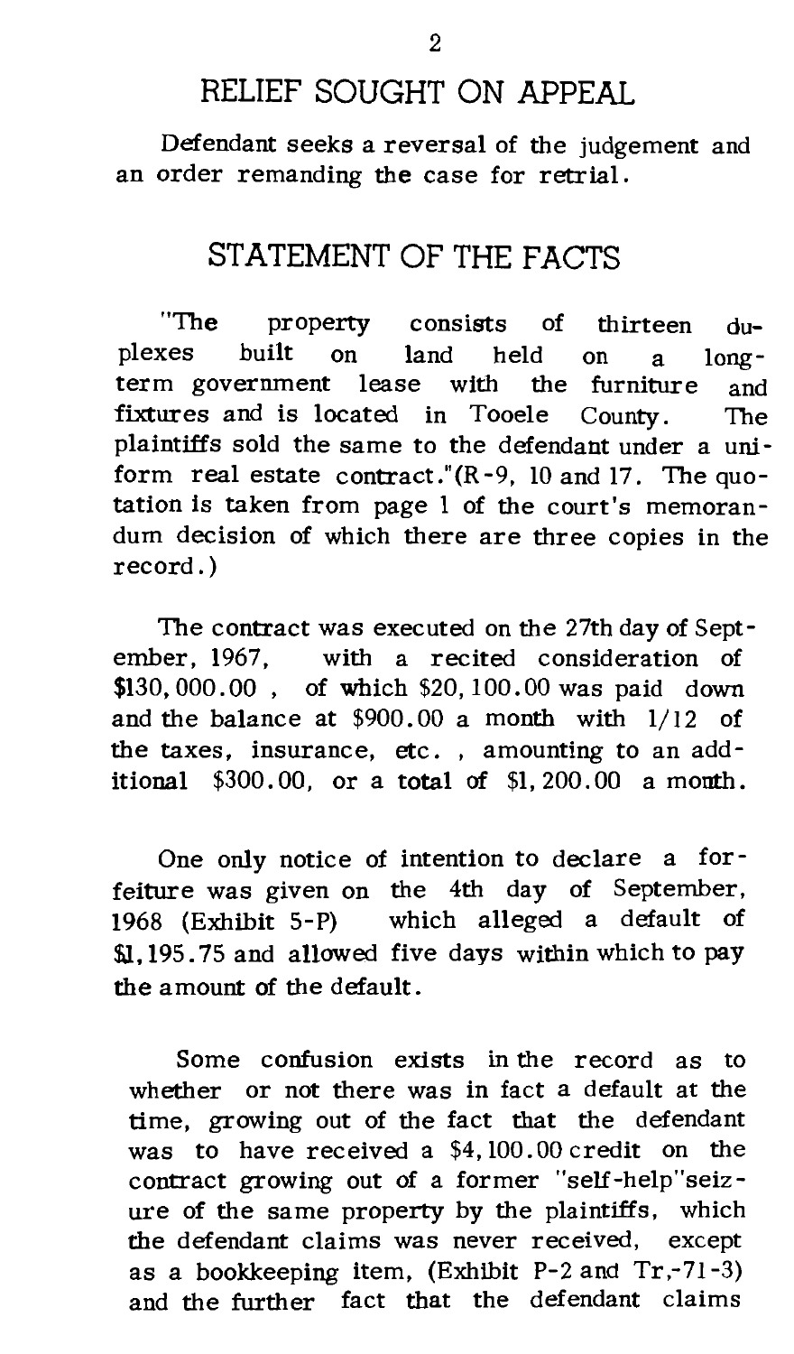## RELIEF SOUGHT ON APPEAL

Defendant seeks a reversal of the judgement and an order remanding the case for retrial.

## STATEMENT OF THE FACTS

"The property consists of thirteen duplexes built on land held on a long-term government lease with the furniture and fixtures and is located in Tooele County. The plaintiffs sold the same to the defendant under a uniform real estate contract."(R-9, 10 and 17. The quotation is taken from page 1 of the court's memorandum decision of which there are three copies in the record.)

The contract was executed on the 27th day of September, 1967, with a recited consideration of $130,000.00, of which $20,100.00 was paid down and the balance at $900.00 a month with 1/12 of the taxes, insurance, etc., amounting to an additional $300.00, or a total of $1,200.00 a month.

One only notice of intention to declare a forfeiture was given on the 4th day of September, 1968 (Exhibit 5-P) which alleged a default of $1,195.75 and allowed five days within which to pay the amount of the default.

Some confusion exists in the record as to whether or not there was in fact a default at the time, growing out of the fact that the defendant was to have received a $4,100.00 credit on the contract growing out of a former "self-help" seizure of the same property by the plaintiffs, which the defendant claims was never received, except as a bookkeeping item, (Exhibit P-2 and Tr,-71-3) and the further fact that the defendant claims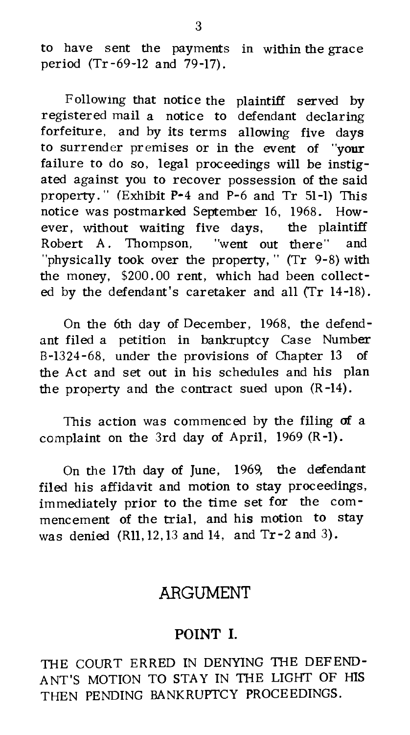to have sent the payments in within the grace period (Tr-69-12 and 79-17).

Following that notice the plaintiff served by registered mail a notice to defendant declaring forfeiture, and by its terms allowing five days to surrender premises or in the event of "your failure to do so, legal proceedings will be instigated against you to recover possession of the said property." (Exhibit P-4 and P-6 and Tr 51-1) This notice was postmarked September 16, 1968. However, without waiting five days, the plaintiff Robert A. Thompson, "went out there" and "physically took over the property," (Tr 9-8) with the money, $200.00 rent, which had been collected by the defendant's caretaker and all (Tr 14-18).

On the 6th day of December, 1968, the defendant filed a petition in bankruptcy Case Number B-1324-68, under the provisions of Chapter 13 of the Act and set out in his schedules and his plan the property and the contract sued upon (R-14).

This action was commenced by the filing of a complaint on the 3rd day of April, 1969 (R-1).

On the 17th day of June, 1969, the defendant filed his affidavit and motion to stay proceedings, immediately prior to the time set for the commencement of the trial, and his motion to stay was denied (R11, 12, 13 and 14, and Tr-2 and 3).

## ARGUMENT

### POINT I.

THE COURT ERRED IN DENYING THE DEFENDANT'S MOTION TO STAY IN THE LIGHT OF HIS THEN PENDING BANKRUPTCY PROCEEDINGS.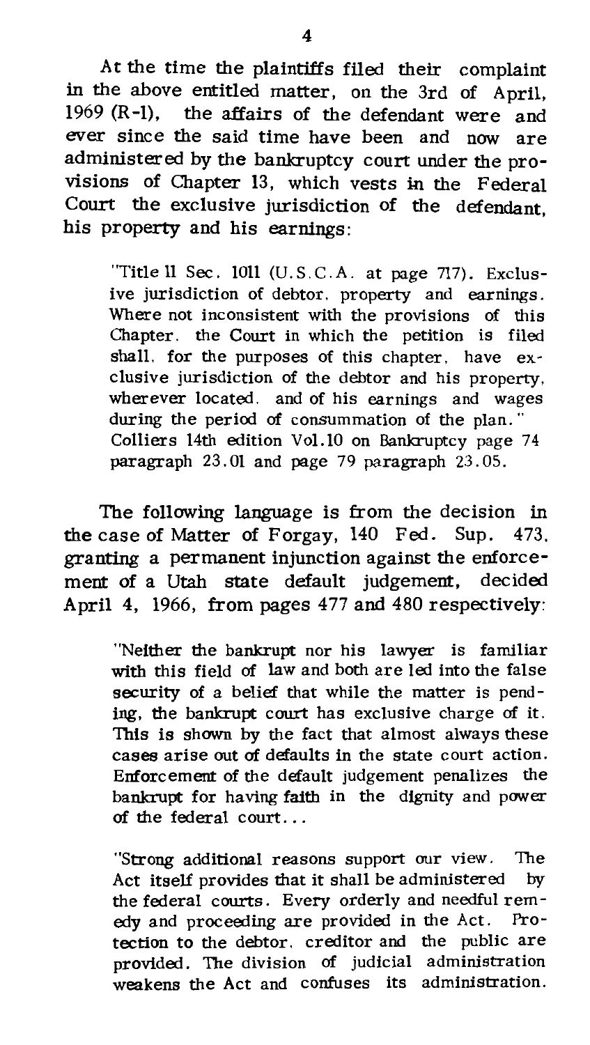At the time the plaintiffs filed their complaint in the above entitled matter, on the 3rd of April, 1969 (R-1), the affairs of the defendant were and ever since the said time have been and now are administered by the bankruptcy court under the provisions of Chapter 13, which vests in the Federal Court the exclusive jurisdiction of the defendant, his property and his earnings:

> "Title 11 Sec. 1011 (U.S.C.A. at page 717). Exclusive jurisdiction of debtor, property and earnings. Where not inconsistent with the provisions of this Chapter, the Court in which the petition is filed shall, for the purposes of this chapter, have exclusive jurisdiction of the debtor and his property, wherever located, and of his earnings and wages during the period of consummation of the plan." Colliers 14th edition Vol.10 on Bankruptcy page 74 paragraph 23.01 and page 79 paragraph 23.05.

The following language is from the decision in the case of Matter of Forgay, 140 Fed. Sup. 473, granting a permanent injunction against the enforcement of a Utah state default judgement, decided April 4, 1966, from pages 477 and 480 respectively:

> "Neither the bankrupt nor his lawyer is familiar with this field of law and both are led into the false security of a belief that while the matter is pending, the bankrupt court has exclusive charge of it. This is shown by the fact that almost always these cases arise out of defaults in the state court action. Enforcement of the default judgement penalizes the bankrupt for having faith in the dignity and power of the federal court...
>
> "Strong additional reasons support our view. The Act itself provides that it shall be administered by the federal courts. Every orderly and needful remedy and proceeding are provided in the Act. Protection to the debtor, creditor and the public are provided. The division of judicial administration weakens the Act and confuses its administration.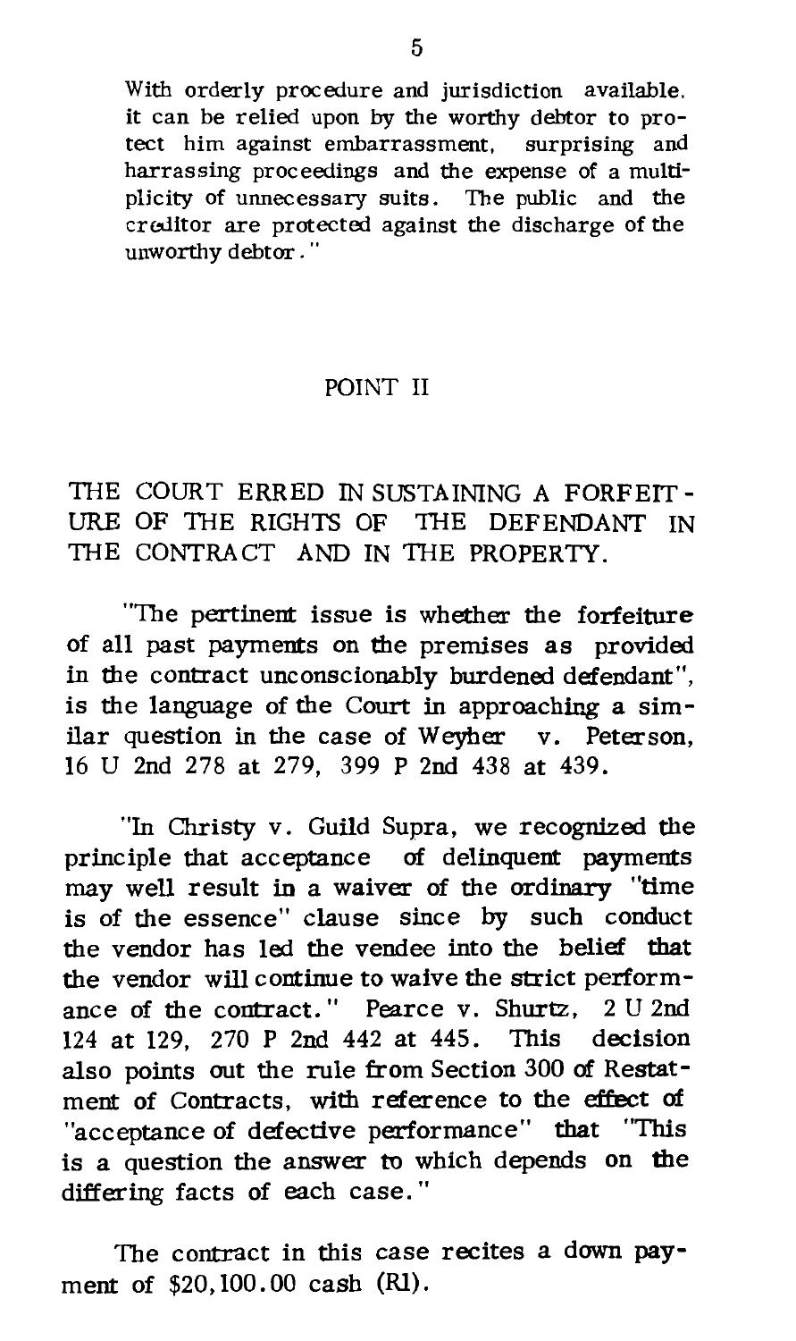With orderly procedure and jurisdiction available, it can be relied upon by the worthy debtor to protect him against embarrassment, surprising and harrassing proceedings and the expense of a multiplicity of unnecessary suits. The public and the creditor are protected against the discharge of the unworthy debtor."

## POINT II

## THE COURT ERRED IN SUSTAINING A FORFEITURE OF THE RIGHTS OF THE DEFENDANT IN THE CONTRACT AND IN THE PROPERTY.

"The pertinent issue is whether the forfeiture of all past payments on the premises as provided in the contract unconscionably burdened defendant", is the language of the Court in approaching a similar question in the case of Weyher v. Peterson, 16 U 2nd 278 at 279, 399 P 2nd 438 at 439.

"In Christy v. Guild Supra, we recognized the principle that acceptance of delinquent payments may well result in a waiver of the ordinary "time is of the essence" clause since by such conduct the vendor has led the vendee into the belief that the vendor will continue to waive the strict performance of the contract." Pearce v. Shurtz, 2 U 2nd 124 at 129, 270 P 2nd 442 at 445. This decision also points out the rule from Section 300 of Restatement of Contracts, with reference to the effect of "acceptance of defective performance" that "This is a question the answer to which depends on the differing facts of each case."

The contract in this case recites a down payment of $20,100.00 cash (R1).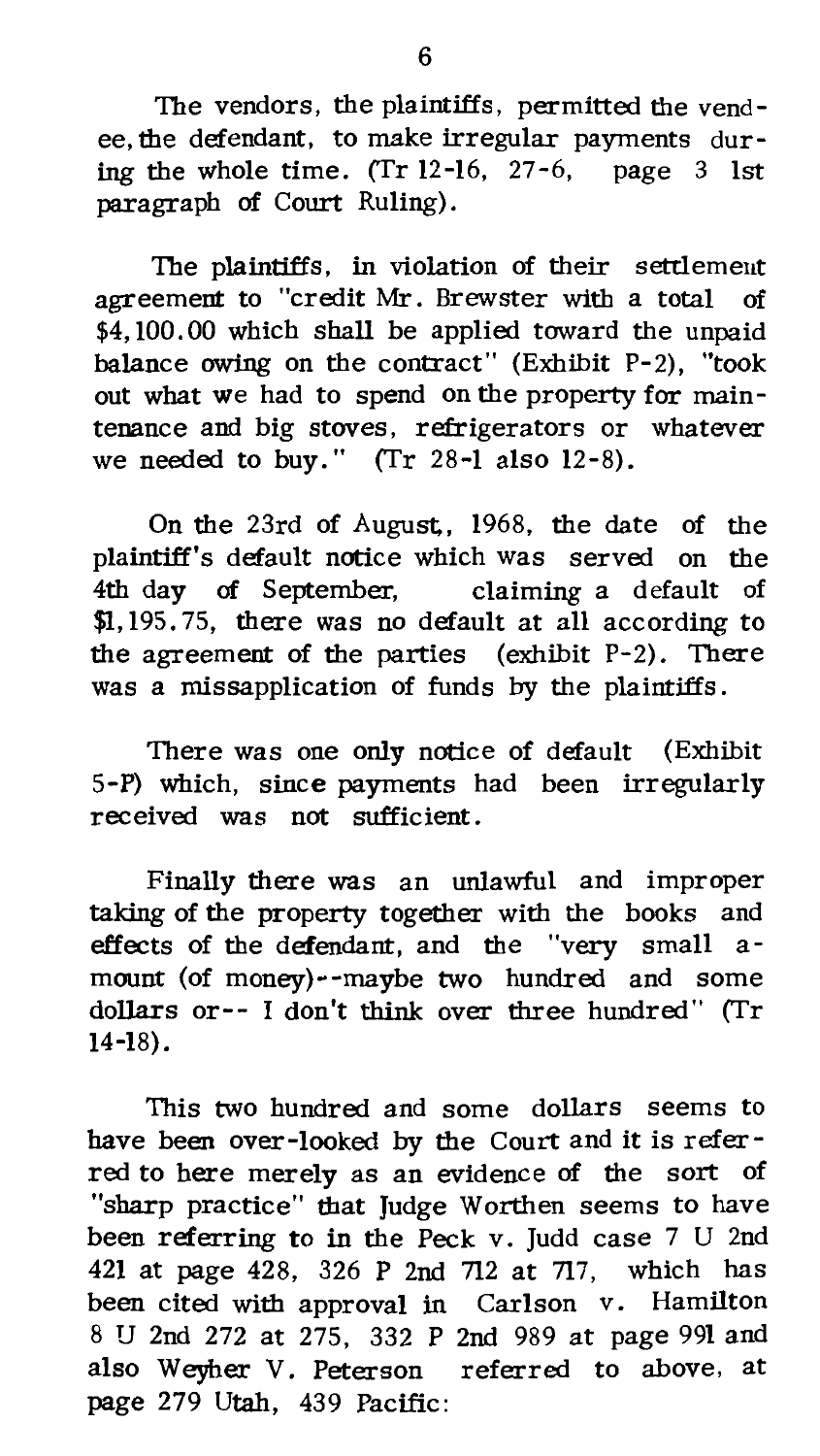The vendors, the plaintiffs, permitted the vendee, the defendant, to make irregular payments during the whole time. (Tr 12-16, 27-6, page 3 1st paragraph of Court Ruling).

The plaintiffs, in violation of their settlement agreement to "credit Mr. Brewster with a total of $4,100.00 which shall be applied toward the unpaid balance owing on the contract" (Exhibit P-2), "took out what we had to spend on the property for maintenance and big stoves, refrigerators or whatever we needed to buy." (Tr 28-1 also 12-8).

On the 23rd of August, 1968, the date of the plaintiff's default notice which was served on the 4th day of September, claiming a default of $1,195.75, there was no default at all according to the agreement of the parties (exhibit P-2). There was a missapplication of funds by the plaintiffs.

There was one only notice of default (Exhibit 5-P) which, since payments had been irregularly received was not sufficient.

Finally there was an unlawful and improper taking of the property together with the books and effects of the defendant, and the "very small amount (of money)--maybe two hundred and some dollars or-- I don't think over three hundred" (Tr 14-18).

This two hundred and some dollars seems to have been over-looked by the Court and it is referred to here merely as an evidence of the sort of "sharp practice" that Judge Worthen seems to have been referring to in the Peck v. Judd case 7 U 2nd 421 at page 428, 326 P 2nd 712 at 717, which has been cited with approval in Carlson v. Hamilton 8 U 2nd 272 at 275, 332 P 2nd 989 at page 991 and also Weyher V. Peterson referred to above, at page 279 Utah, 439 Pacific: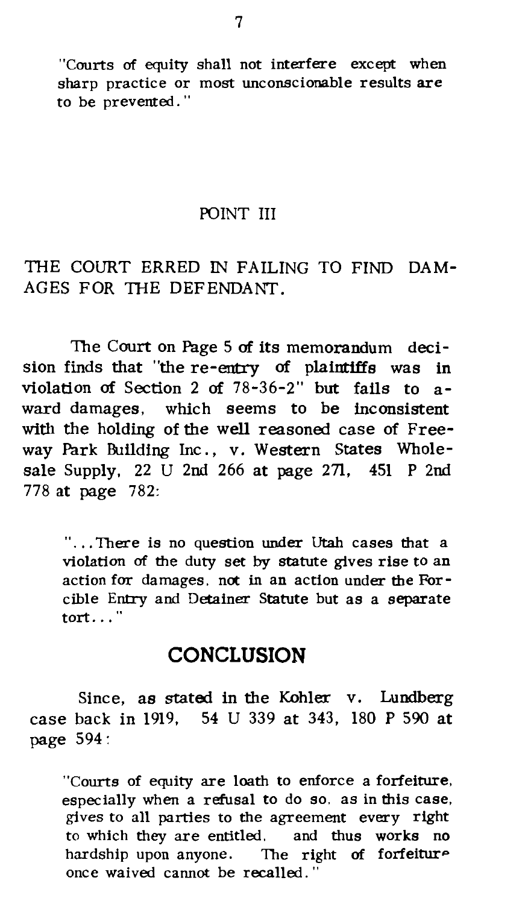"Courts of equity shall not interfere except when sharp practice or most unconscionable results are to be prevented."

## POINT III

## THE COURT ERRED IN FAILING TO FIND DAMAGES FOR THE DEFENDANT.

The Court on Page 5 of its memorandum decision finds that "the re-entry of plaintiffs was in violation of Section 2 of 78-36-2" but fails to award damages, which seems to be inconsistent with the holding of the well reasoned case of Freeway Park Building Inc., v. Western States Wholesale Supply, 22 U 2nd 266 at page 271, 451 P 2nd 778 at page 782:

> "...There is no question under Utah cases that a violation of the duty set by statute gives rise to an action for damages, not in an action under the Forcible Entry and Detainer Statute but as a separate tort..."

# CONCLUSION

Since, as stated in the Kohler v. Lundberg case back in 1919, 54 U 339 at 343, 180 P 590 at page 594:

> "Courts of equity are loath to enforce a forfeiture, especially when a refusal to do so, as in this case, gives to all parties to the agreement every right to which they are entitled, and thus works no hardship upon anyone. The right of forfeiture once waived cannot be recalled."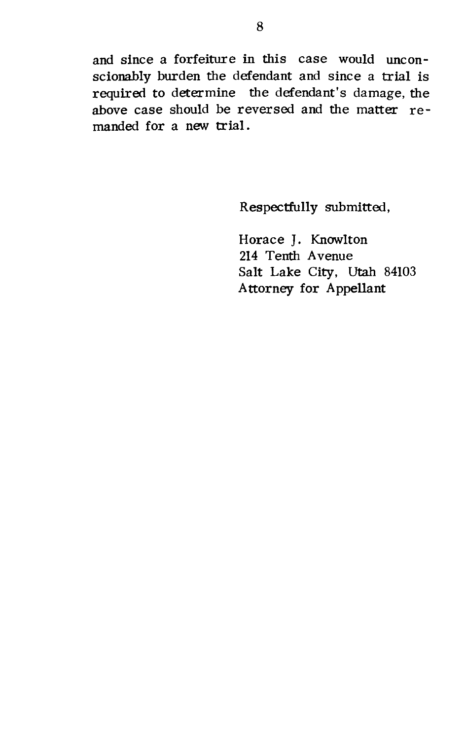and since a forfeiture in this case would unconscionably burden the defendant and since a trial is required to determine the defendant's damage, the above case should be reversed and the matter remanded for a new trial.

Respectfully submitted,

Horace J. Knowlton
214 Tenth Avenue
Salt Lake City, Utah 84103
Attorney for Appellant